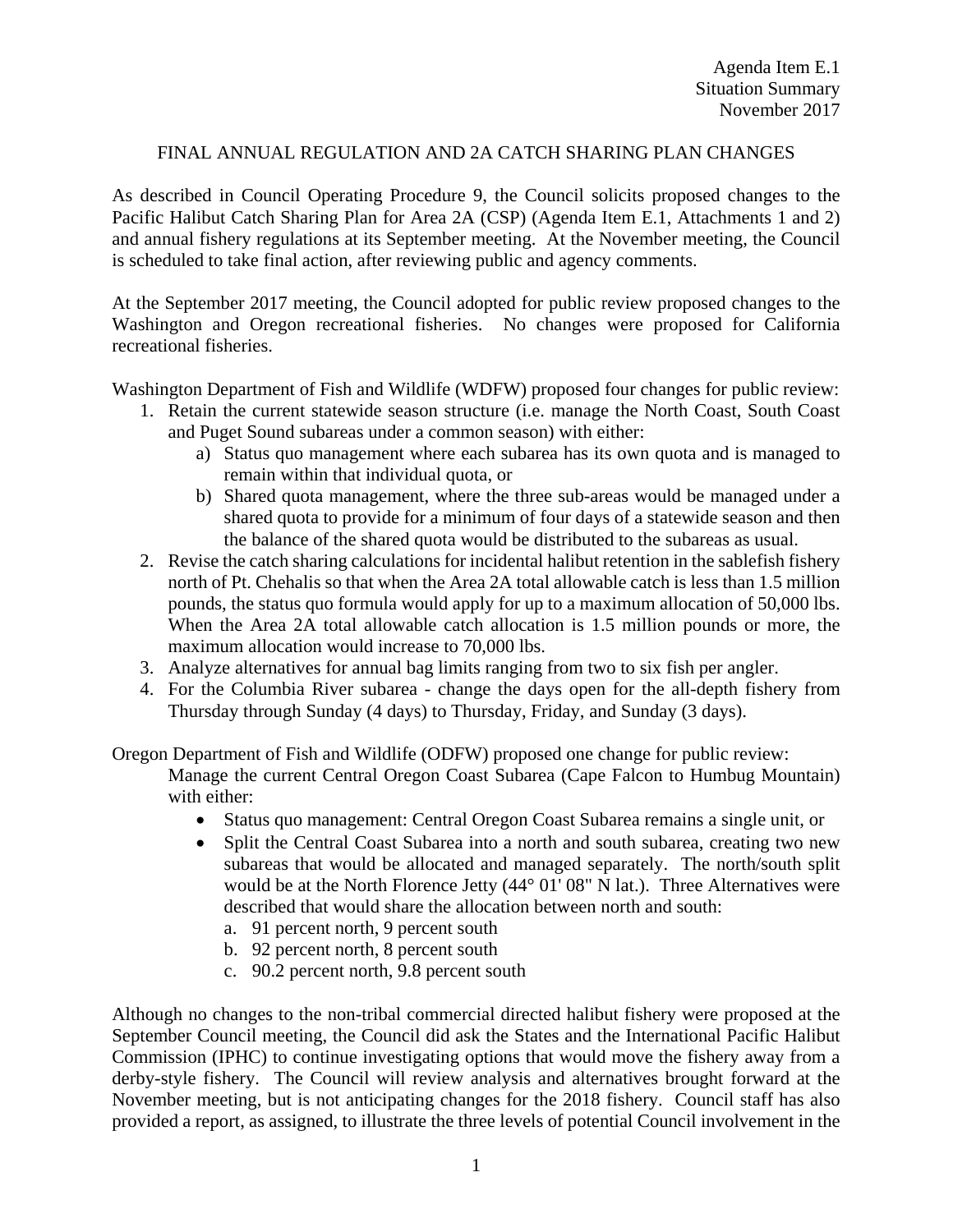Agenda Item E.1
Situation Summary
November 2017

# FINAL ANNUAL REGULATION AND 2A CATCH SHARING PLAN CHANGES

As described in Council Operating Procedure 9, the Council solicits proposed changes to the Pacific Halibut Catch Sharing Plan for Area 2A (CSP) (Agenda Item E.1, Attachments 1 and 2) and annual fishery regulations at its September meeting. At the November meeting, the Council is scheduled to take final action, after reviewing public and agency comments.

At the September 2017 meeting, the Council adopted for public review proposed changes to the Washington and Oregon recreational fisheries. No changes were proposed for California recreational fisheries.

Washington Department of Fish and Wildlife (WDFW) proposed four changes for public review:

1. Retain the current statewide season structure (i.e. manage the North Coast, South Coast and Puget Sound subareas under a common season) with either:
   a) Status quo management where each subarea has its own quota and is managed to remain within that individual quota, or
   b) Shared quota management, where the three sub-areas would be managed under a shared quota to provide for a minimum of four days of a statewide season and then the balance of the shared quota would be distributed to the subareas as usual.
2. Revise the catch sharing calculations for incidental halibut retention in the sablefish fishery north of Pt. Chehalis so that when the Area 2A total allowable catch is less than 1.5 million pounds, the status quo formula would apply for up to a maximum allocation of 50,000 lbs. When the Area 2A total allowable catch allocation is 1.5 million pounds or more, the maximum allocation would increase to 70,000 lbs.
3. Analyze alternatives for annual bag limits ranging from two to six fish per angler.
4. For the Columbia River subarea - change the days open for the all-depth fishery from Thursday through Sunday (4 days) to Thursday, Friday, and Sunday (3 days).

Oregon Department of Fish and Wildlife (ODFW) proposed one change for public review:

Manage the current Central Oregon Coast Subarea (Cape Falcon to Humbug Mountain) with either:

- Status quo management: Central Oregon Coast Subarea remains a single unit, or
- Split the Central Coast Subarea into a north and south subarea, creating two new subareas that would be allocated and managed separately. The north/south split would be at the North Florence Jetty (44° 01' 08" N lat.). Three Alternatives were described that would share the allocation between north and south:
  a. 91 percent north, 9 percent south
  b. 92 percent north, 8 percent south
  c. 90.2 percent north, 9.8 percent south

Although no changes to the non-tribal commercial directed halibut fishery were proposed at the September Council meeting, the Council did ask the States and the International Pacific Halibut Commission (IPHC) to continue investigating options that would move the fishery away from a derby-style fishery. The Council will review analysis and alternatives brought forward at the November meeting, but is not anticipating changes for the 2018 fishery. Council staff has also provided a report, as assigned, to illustrate the three levels of potential Council involvement in the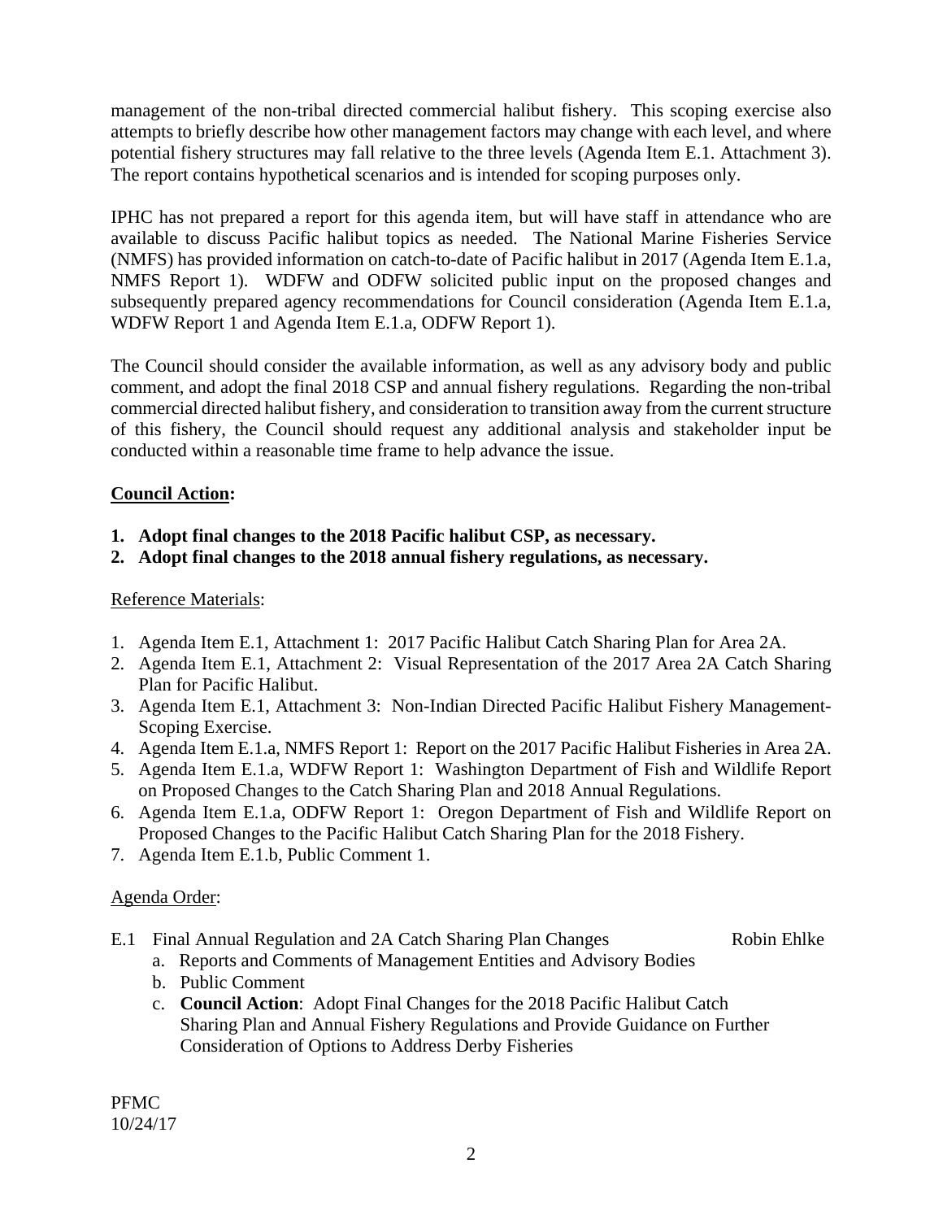management of the non-tribal directed commercial halibut fishery. This scoping exercise also attempts to briefly describe how other management factors may change with each level, and where potential fishery structures may fall relative to the three levels (Agenda Item E.1. Attachment 3). The report contains hypothetical scenarios and is intended for scoping purposes only.

IPHC has not prepared a report for this agenda item, but will have staff in attendance who are available to discuss Pacific halibut topics as needed. The National Marine Fisheries Service (NMFS) has provided information on catch-to-date of Pacific halibut in 2017 (Agenda Item E.1.a, NMFS Report 1). WDFW and ODFW solicited public input on the proposed changes and subsequently prepared agency recommendations for Council consideration (Agenda Item E.1.a, WDFW Report 1 and Agenda Item E.1.a, ODFW Report 1).

The Council should consider the available information, as well as any advisory body and public comment, and adopt the final 2018 CSP and annual fishery regulations. Regarding the non-tribal commercial directed halibut fishery, and consideration to transition away from the current structure of this fishery, the Council should request any additional analysis and stakeholder input be conducted within a reasonable time frame to help advance the issue.

**Council Action:**

1. **Adopt final changes to the 2018 Pacific halibut CSP, as necessary.**
2. **Adopt final changes to the 2018 annual fishery regulations, as necessary.**

Reference Materials:

1. Agenda Item E.1, Attachment 1: 2017 Pacific Halibut Catch Sharing Plan for Area 2A.
2. Agenda Item E.1, Attachment 2: Visual Representation of the 2017 Area 2A Catch Sharing Plan for Pacific Halibut.
3. Agenda Item E.1, Attachment 3: Non-Indian Directed Pacific Halibut Fishery Management-Scoping Exercise.
4. Agenda Item E.1.a, NMFS Report 1: Report on the 2017 Pacific Halibut Fisheries in Area 2A.
5. Agenda Item E.1.a, WDFW Report 1: Washington Department of Fish and Wildlife Report on Proposed Changes to the Catch Sharing Plan and 2018 Annual Regulations.
6. Agenda Item E.1.a, ODFW Report 1: Oregon Department of Fish and Wildlife Report on Proposed Changes to the Pacific Halibut Catch Sharing Plan for the 2018 Fishery.
7. Agenda Item E.1.b, Public Comment 1.

Agenda Order:

E.1 Final Annual Regulation and 2A Catch Sharing Plan Changes — Robin Ehlke

a. Reports and Comments of Management Entities and Advisory Bodies
b. Public Comment
c. **Council Action**: Adopt Final Changes for the 2018 Pacific Halibut Catch Sharing Plan and Annual Fishery Regulations and Provide Guidance on Further Consideration of Options to Address Derby Fisheries

PFMC
10/24/17